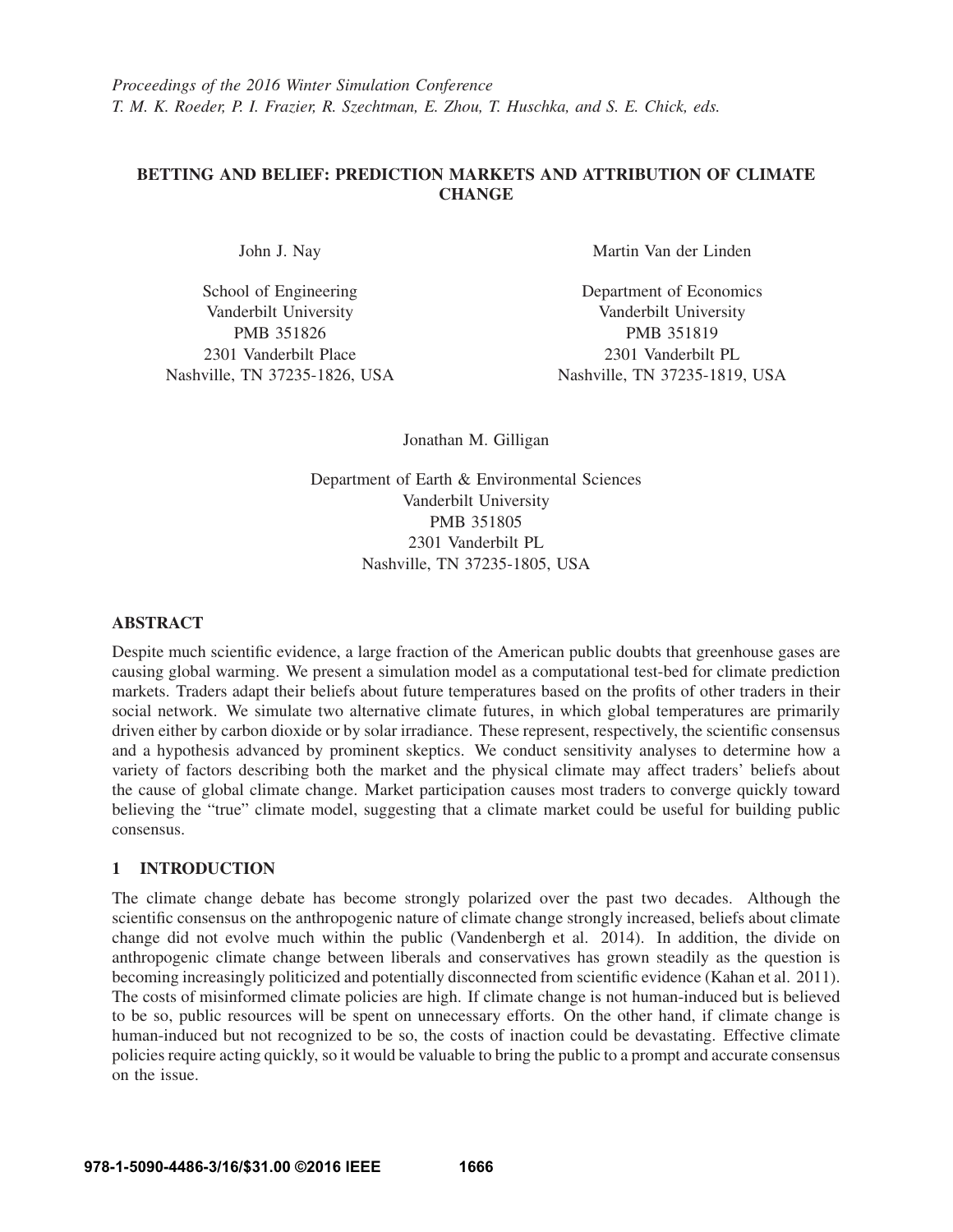*Proceedings of the 2016 Winter Simulation Conference*
*T. M. K. Roeder, P. I. Frazier, R. Szechtman, E. Zhou, T. Huschka, and S. E. Chick, eds.*

# BETTING AND BELIEF: PREDICTION MARKETS AND ATTRIBUTION OF CLIMATE CHANGE

John J. Nay

School of Engineering
Vanderbilt University
PMB 351826
2301 Vanderbilt Place
Nashville, TN 37235-1826, USA

Martin Van der Linden

Department of Economics
Vanderbilt University
PMB 351819
2301 Vanderbilt PL
Nashville, TN 37235-1819, USA

Jonathan M. Gilligan

Department of Earth & Environmental Sciences
Vanderbilt University
PMB 351805
2301 Vanderbilt PL
Nashville, TN 37235-1805, USA

## ABSTRACT

Despite much scientific evidence, a large fraction of the American public doubts that greenhouse gases are causing global warming. We present a simulation model as a computational test-bed for climate prediction markets. Traders adapt their beliefs about future temperatures based on the profits of other traders in their social network. We simulate two alternative climate futures, in which global temperatures are primarily driven either by carbon dioxide or by solar irradiance. These represent, respectively, the scientific consensus and a hypothesis advanced by prominent skeptics. We conduct sensitivity analyses to determine how a variety of factors describing both the market and the physical climate may affect traders' beliefs about the cause of global climate change. Market participation causes most traders to converge quickly toward believing the "true" climate model, suggesting that a climate market could be useful for building public consensus.

## 1 INTRODUCTION

The climate change debate has become strongly polarized over the past two decades. Although the scientific consensus on the anthropogenic nature of climate change strongly increased, beliefs about climate change did not evolve much within the public (Vandenbergh et al. 2014). In addition, the divide on anthropogenic climate change between liberals and conservatives has grown steadily as the question is becoming increasingly politicized and potentially disconnected from scientific evidence (Kahan et al. 2011). The costs of misinformed climate policies are high. If climate change is not human-induced but is believed to be so, public resources will be spent on unnecessary efforts. On the other hand, if climate change is human-induced but not recognized to be so, the costs of inaction could be devastating. Effective climate policies require acting quickly, so it would be valuable to bring the public to a prompt and accurate consensus on the issue.

978-1-5090-4486-3/16/$31.00 ©2016 IEEE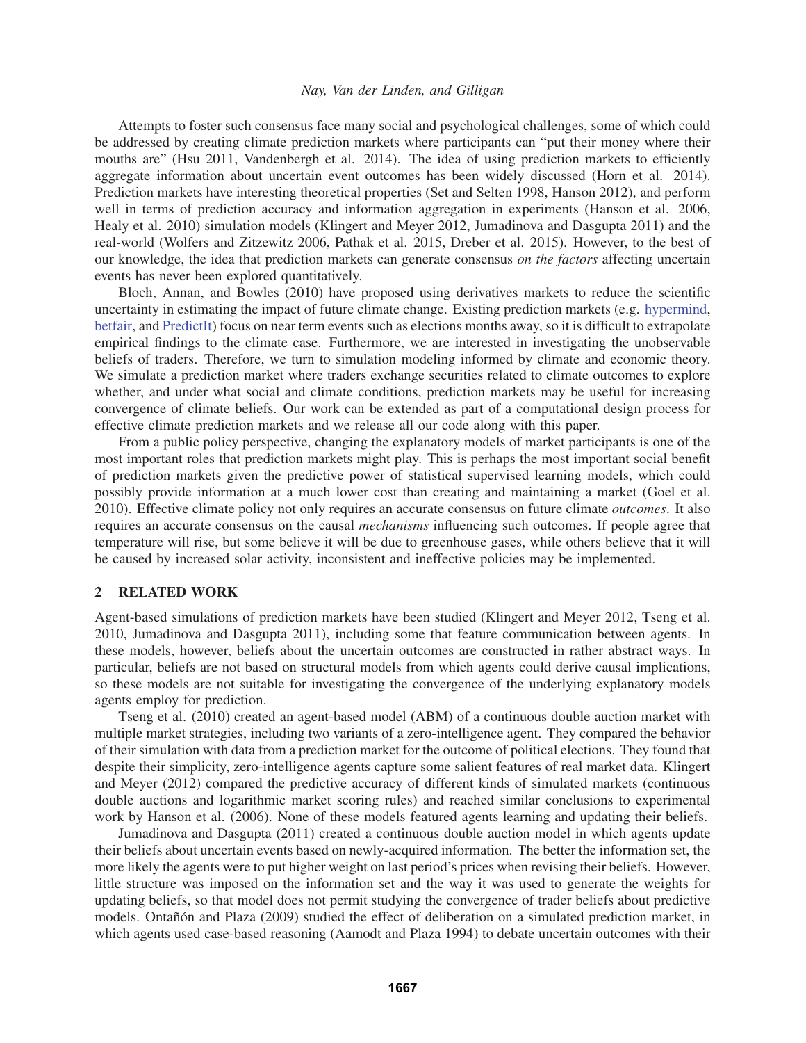Attempts to foster such consensus face many social and psychological challenges, some of which could be addressed by creating climate prediction markets where participants can "put their money where their mouths are" (Hsu 2011, Vandenbergh et al. 2014). The idea of using prediction markets to efficiently aggregate information about uncertain event outcomes has been widely discussed (Horn et al. 2014). Prediction markets have interesting theoretical properties (Set and Selten 1998, Hanson 2012), and perform well in terms of prediction accuracy and information aggregation in experiments (Hanson et al. 2006, Healy et al. 2010) simulation models (Klingert and Meyer 2012, Jumadinova and Dasgupta 2011) and the real-world (Wolfers and Zitzewitz 2006, Pathak et al. 2015, Dreber et al. 2015). However, to the best of our knowledge, the idea that prediction markets can generate consensus *on the factors* affecting uncertain events has never been explored quantitatively.

Bloch, Annan, and Bowles (2010) have proposed using derivatives markets to reduce the scientific uncertainty in estimating the impact of future climate change. Existing prediction markets (e.g. hypermind, betfair, and PredictIt) focus on near term events such as elections months away, so it is difficult to extrapolate empirical findings to the climate case. Furthermore, we are interested in investigating the unobservable beliefs of traders. Therefore, we turn to simulation modeling informed by climate and economic theory. We simulate a prediction market where traders exchange securities related to climate outcomes to explore whether, and under what social and climate conditions, prediction markets may be useful for increasing convergence of climate beliefs. Our work can be extended as part of a computational design process for effective climate prediction markets and we release all our code along with this paper.

From a public policy perspective, changing the explanatory models of market participants is one of the most important roles that prediction markets might play. This is perhaps the most important social benefit of prediction markets given the predictive power of statistical supervised learning models, which could possibly provide information at a much lower cost than creating and maintaining a market (Goel et al. 2010). Effective climate policy not only requires an accurate consensus on future climate *outcomes*. It also requires an accurate consensus on the causal *mechanisms* influencing such outcomes. If people agree that temperature will rise, but some believe it will be due to greenhouse gases, while others believe that it will be caused by increased solar activity, inconsistent and ineffective policies may be implemented.

## 2 RELATED WORK

Agent-based simulations of prediction markets have been studied (Klingert and Meyer 2012, Tseng et al. 2010, Jumadinova and Dasgupta 2011), including some that feature communication between agents. In these models, however, beliefs about the uncertain outcomes are constructed in rather abstract ways. In particular, beliefs are not based on structural models from which agents could derive causal implications, so these models are not suitable for investigating the convergence of the underlying explanatory models agents employ for prediction.

Tseng et al. (2010) created an agent-based model (ABM) of a continuous double auction market with multiple market strategies, including two variants of a zero-intelligence agent. They compared the behavior of their simulation with data from a prediction market for the outcome of political elections. They found that despite their simplicity, zero-intelligence agents capture some salient features of real market data. Klingert and Meyer (2012) compared the predictive accuracy of different kinds of simulated markets (continuous double auctions and logarithmic market scoring rules) and reached similar conclusions to experimental work by Hanson et al. (2006). None of these models featured agents learning and updating their beliefs.

Jumadinova and Dasgupta (2011) created a continuous double auction model in which agents update their beliefs about uncertain events based on newly-acquired information. The better the information set, the more likely the agents were to put higher weight on last period's prices when revising their beliefs. However, little structure was imposed on the information set and the way it was used to generate the weights for updating beliefs, so that model does not permit studying the convergence of trader beliefs about predictive models. Ontañón and Plaza (2009) studied the effect of deliberation on a simulated prediction market, in which agents used case-based reasoning (Aamodt and Plaza 1994) to debate uncertain outcomes with their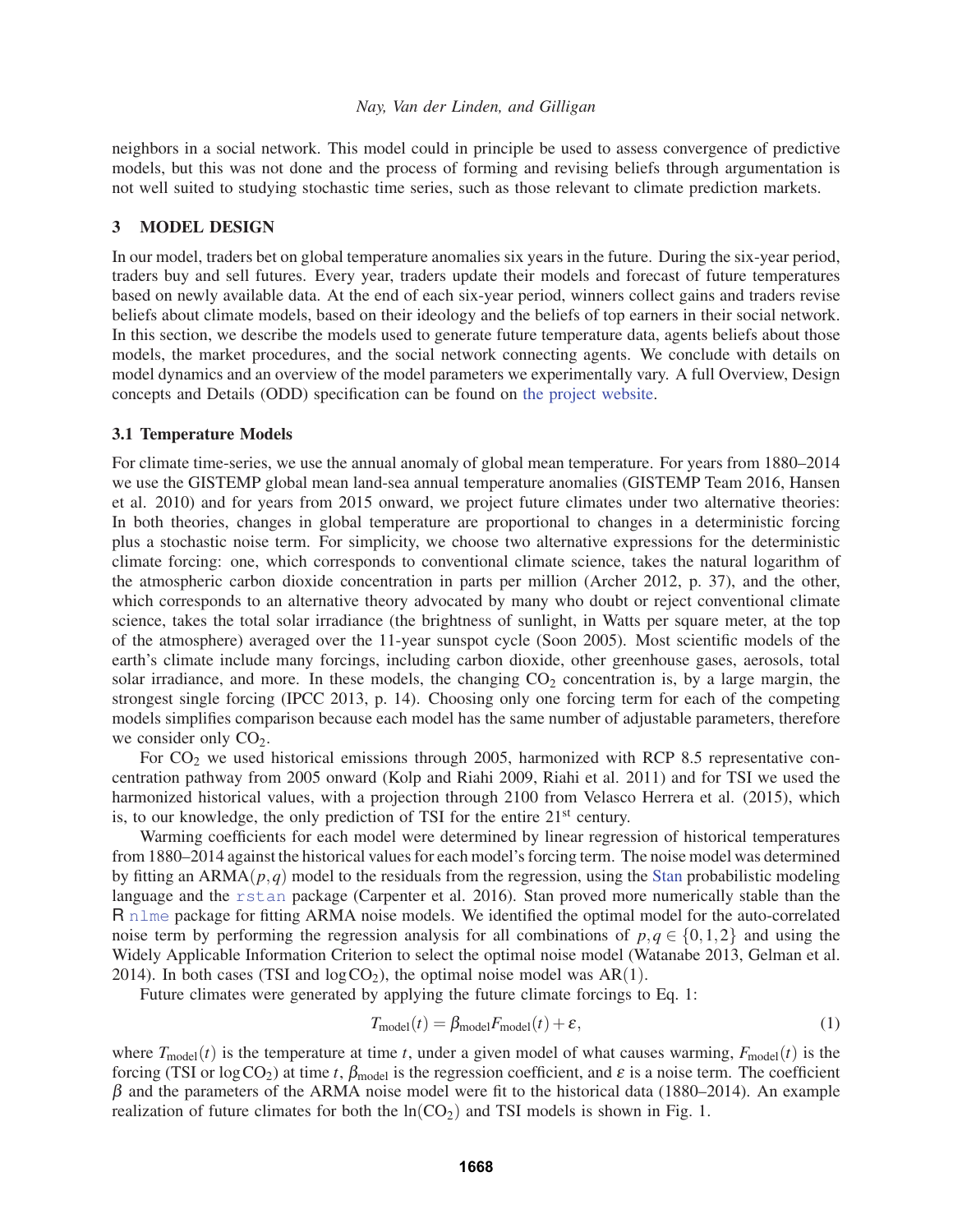neighbors in a social network. This model could in principle be used to assess convergence of predictive models, but this was not done and the process of forming and revising beliefs through argumentation is not well suited to studying stochastic time series, such as those relevant to climate prediction markets.

## 3 MODEL DESIGN

In our model, traders bet on global temperature anomalies six years in the future. During the six-year period, traders buy and sell futures. Every year, traders update their models and forecast of future temperatures based on newly available data. At the end of each six-year period, winners collect gains and traders revise beliefs about climate models, based on their ideology and the beliefs of top earners in their social network. In this section, we describe the models used to generate future temperature data, agents beliefs about those models, the market procedures, and the social network connecting agents. We conclude with details on model dynamics and an overview of the model parameters we experimentally vary. A full Overview, Design concepts and Details (ODD) specification can be found on the project website.

### 3.1 Temperature Models

For climate time-series, we use the annual anomaly of global mean temperature. For years from 1880–2014 we use the GISTEMP global mean land-sea annual temperature anomalies (GISTEMP Team 2016, Hansen et al. 2010) and for years from 2015 onward, we project future climates under two alternative theories: In both theories, changes in global temperature are proportional to changes in a deterministic forcing plus a stochastic noise term. For simplicity, we choose two alternative expressions for the deterministic climate forcing: one, which corresponds to conventional climate science, takes the natural logarithm of the atmospheric carbon dioxide concentration in parts per million (Archer 2012, p. 37), and the other, which corresponds to an alternative theory advocated by many who doubt or reject conventional climate science, takes the total solar irradiance (the brightness of sunlight, in Watts per square meter, at the top of the atmosphere) averaged over the 11-year sunspot cycle (Soon 2005). Most scientific models of the earth's climate include many forcings, including carbon dioxide, other greenhouse gases, aerosols, total solar irradiance, and more. In these models, the changing $CO_2$ concentration is, by a large margin, the strongest single forcing (IPCC 2013, p. 14). Choosing only one forcing term for each of the competing models simplifies comparison because each model has the same number of adjustable parameters, therefore we consider only $CO_2$.

For $CO_2$ we used historical emissions through 2005, harmonized with RCP 8.5 representative concentration pathway from 2005 onward (Kolp and Riahi 2009, Riahi et al. 2011) and for TSI we used the harmonized historical values, with a projection through 2100 from Velasco Herrera et al. (2015), which is, to our knowledge, the only prediction of TSI for the entire 21[st] century.

Warming coefficients for each model were determined by linear regression of historical temperatures from 1880–2014 against the historical values for each model's forcing term. The noise model was determined by fitting an ARMA$(p,q)$ model to the residuals from the regression, using the Stan probabilistic modeling language and the `rstan` package (Carpenter et al. 2016). Stan proved more numerically stable than the R `nlme` package for fitting ARMA noise models. We identified the optimal model for the auto-correlated noise term by performing the regression analysis for all combinations of $p,q \in \{0,1,2\}$ and using the Widely Applicable Information Criterion to select the optimal noise model (Watanabe 2013, Gelman et al. 2014). In both cases (TSI and $\log \mathrm{CO}_2$), the optimal noise model was AR(1).

Future climates were generated by applying the future climate forcings to Eq. 1:

$$T_{\mathrm{model}}(t) = \beta_{\mathrm{model}} F_{\mathrm{model}}(t) + \varepsilon, \tag{1}$$

where $T_{\mathrm{model}}(t)$ is the temperature at time $t$, under a given model of what causes warming, $F_{\mathrm{model}}(t)$ is the forcing (TSI or $\log \mathrm{CO}_2$) at time $t$, $\beta_{\mathrm{model}}$ is the regression coefficient, and $\varepsilon$ is a noise term. The coefficient $\beta$ and the parameters of the ARMA noise model were fit to the historical data (1880–2014). An example realization of future climates for both the $\ln(\mathrm{CO}_2)$ and TSI models is shown in Fig. 1.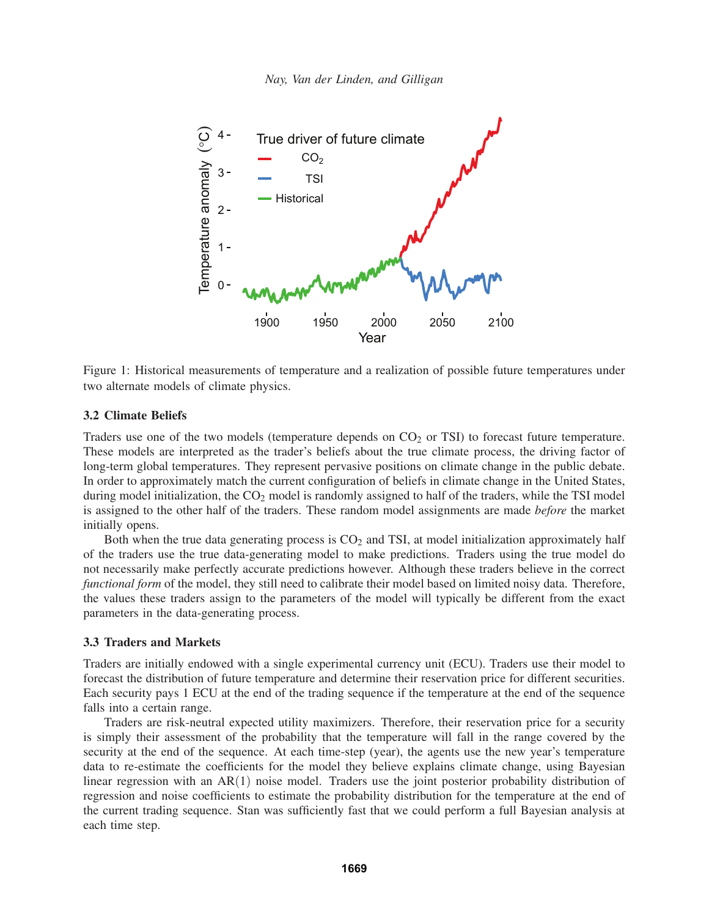Figure 1: Historical measurements of temperature and a realization of possible future temperatures under two alternate models of climate physics.

### 3.2 Climate Beliefs

Traders use one of the two models (temperature depends on $CO_2$ or TSI) to forecast future temperature. These models are interpreted as the trader's beliefs about the true climate process, the driving factor of long-term global temperatures. They represent pervasive positions on climate change in the public debate. In order to approximately match the current configuration of beliefs in climate change in the United States, during model initialization, the $CO_2$ model is randomly assigned to half of the traders, while the TSI model is assigned to the other half of the traders. These random model assignments are made *before* the market initially opens.

Both when the true data generating process is $CO_2$ and TSI, at model initialization approximately half of the traders use the true data-generating model to make predictions. Traders using the true model do not necessarily make perfectly accurate predictions however. Although these traders believe in the correct *functional form* of the model, they still need to calibrate their model based on limited noisy data. Therefore, the values these traders assign to the parameters of the model will typically be different from the exact parameters in the data-generating process.

### 3.3 Traders and Markets

Traders are initially endowed with a single experimental currency unit (ECU). Traders use their model to forecast the distribution of future temperature and determine their reservation price for different securities. Each security pays 1 ECU at the end of the trading sequence if the temperature at the end of the sequence falls into a certain range.

Traders are risk-neutral expected utility maximizers. Therefore, their reservation price for a security is simply their assessment of the probability that the temperature will fall in the range covered by the security at the end of the sequence. At each time-step (year), the agents use the new year's temperature data to re-estimate the coefficients for the model they believe explains climate change, using Bayesian linear regression with an $AR(1)$ noise model. Traders use the joint posterior probability distribution of regression and noise coefficients to estimate the probability distribution for the temperature at the end of the current trading sequence. Stan was sufficiently fast that we could perform a full Bayesian analysis at each time step.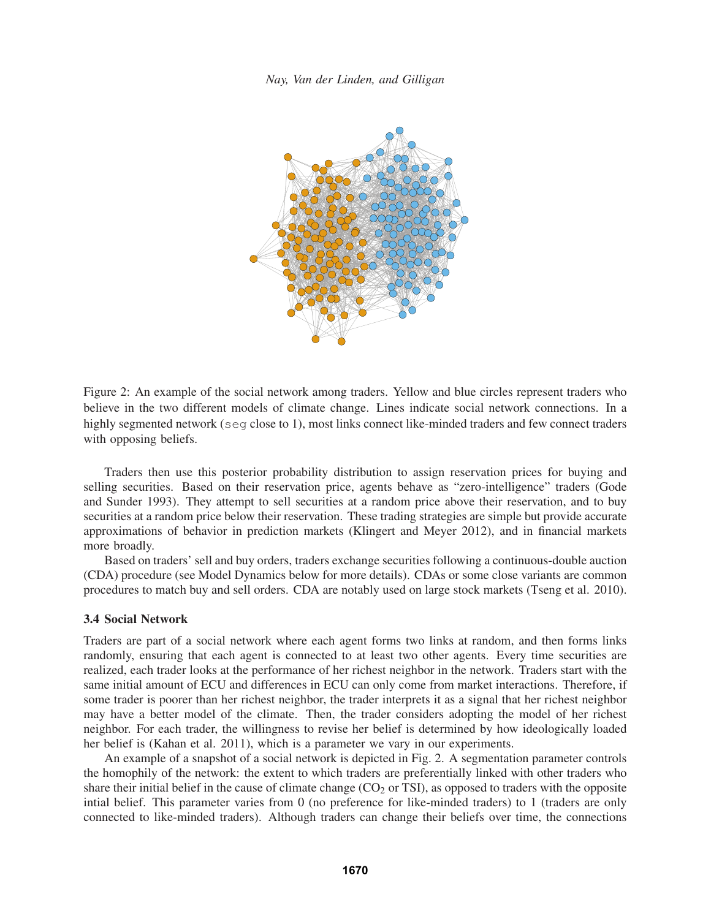Figure 2: An example of the social network among traders. Yellow and blue circles represent traders who believe in the two different models of climate change. Lines indicate social network connections. In a highly segmented network (`seg` close to 1), most links connect like-minded traders and few connect traders with opposing beliefs.

Traders then use this posterior probability distribution to assign reservation prices for buying and selling securities. Based on their reservation price, agents behave as "zero-intelligence" traders (Gode and Sunder 1993). They attempt to sell securities at a random price above their reservation, and to buy securities at a random price below their reservation. These trading strategies are simple but provide accurate approximations of behavior in prediction markets (Klingert and Meyer 2012), and in financial markets more broadly.

Based on traders' sell and buy orders, traders exchange securities following a continuous-double auction (CDA) procedure (see Model Dynamics below for more details). CDAs or some close variants are common procedures to match buy and sell orders. CDA are notably used on large stock markets (Tseng et al. 2010).

### 3.4 Social Network

Traders are part of a social network where each agent forms two links at random, and then forms links randomly, ensuring that each agent is connected to at least two other agents. Every time securities are realized, each trader looks at the performance of her richest neighbor in the network. Traders start with the same initial amount of ECU and differences in ECU can only come from market interactions. Therefore, if some trader is poorer than her richest neighbor, the trader interprets it as a signal that her richest neighbor may have a better model of the climate. Then, the trader considers adopting the model of her richest neighbor. For each trader, the willingness to revise her belief is determined by how ideologically loaded her belief is (Kahan et al. 2011), which is a parameter we vary in our experiments.

An example of a snapshot of a social network is depicted in Fig. 2. A segmentation parameter controls the homophily of the network: the extent to which traders are preferentially linked with other traders who share their initial belief in the cause of climate change ($CO_2$ or TSI), as opposed to traders with the opposite intial belief. This parameter varies from 0 (no preference for like-minded traders) to 1 (traders are only connected to like-minded traders). Although traders can change their beliefs over time, the connections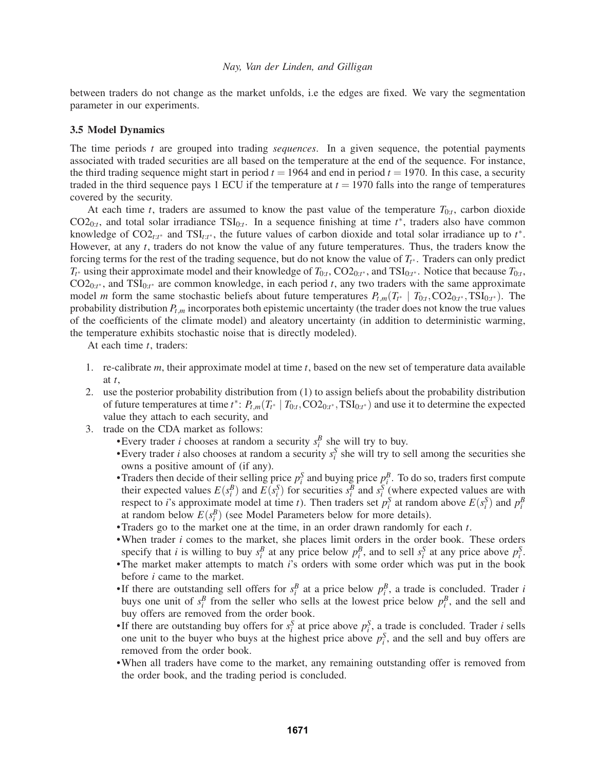between traders do not change as the market unfolds, i.e the edges are fixed. We vary the segmentation parameter in our experiments.

### 3.5 Model Dynamics

The time periods $t$ are grouped into trading *sequences*. In a given sequence, the potential payments associated with traded securities are all based on the temperature at the end of the sequence. For instance, the third trading sequence might start in period $t = 1964$ and end in period $t = 1970$. In this case, a security traded in the third sequence pays 1 ECU if the temperature at $t = 1970$ falls into the range of temperatures covered by the security.

At each time $t$, traders are assumed to know the past value of the temperature $T_{0:t}$, carbon dioxide $\mathrm{CO2}_{0:t}$, and total solar irradiance $\mathrm{TSI}_{0:t}$. In a sequence finishing at time $t^*$, traders also have common knowledge of $\mathrm{CO2}_{t:t^*}$ and $\mathrm{TSI}_{t:t^*}$, the future values of carbon dioxide and total solar irradiance up to $t^*$. However, at any $t$, traders do not know the value of any future temperatures. Thus, the traders know the forcing terms for the rest of the trading sequence, but do not know the value of $T_{t^*}$. Traders can only predict $T_{t^*}$ using their approximate model and their knowledge of $T_{0:t}$, $\mathrm{CO2}_{0:t^*}$, and $\mathrm{TSI}_{0:t^*}$. Notice that because $T_{0:t}$, $\mathrm{CO2}_{0:t^*}$, and $\mathrm{TSI}_{0:t^*}$ are common knowledge, in each period $t$, any two traders with the same approximate model $m$ form the same stochastic beliefs about future temperatures $P_{t,m}(T_{t^*} \mid T_{0:t}, \mathrm{CO2}_{0:t^*}, \mathrm{TSI}_{0:t^*})$. The probability distribution $P_{t,m}$ incorporates both epistemic uncertainty (the trader does not know the true values of the coefficients of the climate model) and aleatory uncertainty (in addition to deterministic warming, the temperature exhibits stochastic noise that is directly modeled).

At each time $t$, traders:

1. re-calibrate $m$, their approximate model at time $t$, based on the new set of temperature data available at $t$,
2. use the posterior probability distribution from (1) to assign beliefs about the probability distribution of future temperatures at time $t^*$: $P_{t,m}(T_{t^*} \mid T_{0:t}, \mathrm{CO2}_{0:t^*}, \mathrm{TSI}_{0:t^*})$ and use it to determine the expected value they attach to each security, and
3. trade on the CDA market as follows:
   - Every trader $i$ chooses at random a security $s_i^B$ she will try to buy.
   - Every trader $i$ also chooses at random a security $s_i^S$ she will try to sell among the securities she owns a positive amount of (if any).
   - Traders then decide of their selling price $p_i^S$ and buying price $p_i^B$. To do so, traders first compute their expected values $E(s_i^B)$ and $E(s_i^S)$ for securities $s_i^B$ and $s_i^S$ (where expected values are with respect to $i$'s approximate model at time $t$). Then traders set $p_i^S$ at random above $E(s_i^S)$ and $p_i^B$ at random below $E(s_i^B)$ (see Model Parameters below for more details).
   - Traders go to the market one at the time, in an order drawn randomly for each $t$.
   - When trader $i$ comes to the market, she places limit orders in the order book. These orders specify that $i$ is willing to buy $s_i^B$ at any price below $p_i^B$, and to sell $s_i^S$ at any price above $p_i^S$.
   - The market maker attempts to match $i$'s orders with some order which was put in the book before $i$ came to the market.
   - If there are outstanding sell offers for $s_i^B$ at a price below $p_i^B$, a trade is concluded. Trader $i$ buys one unit of $s_i^B$ from the seller who sells at the lowest price below $p_i^B$, and the sell and buy offers are removed from the order book.
   - If there are outstanding buy offers for $s_i^S$ at price above $p_i^S$, a trade is concluded. Trader $i$ sells one unit to the buyer who buys at the highest price above $p_i^S$, and the sell and buy offers are removed from the order book.
   - When all traders have come to the market, any remaining outstanding offer is removed from the order book, and the trading period is concluded.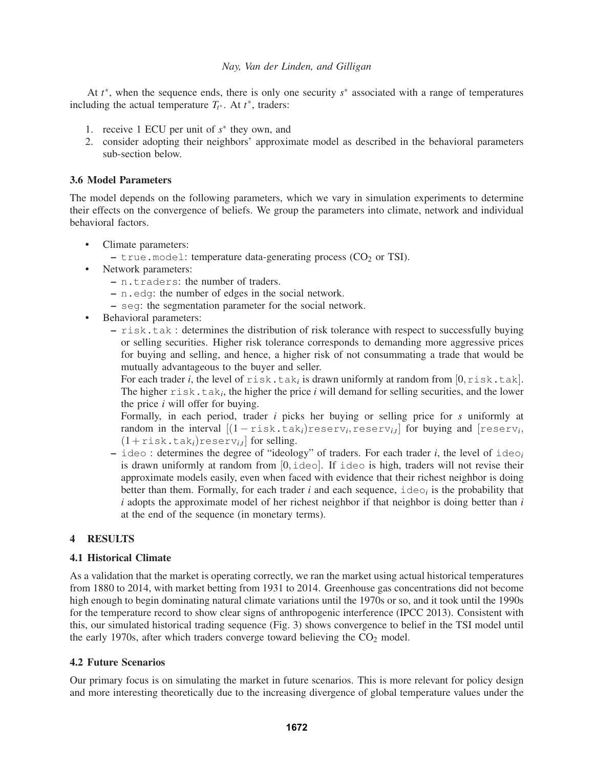At $t^*$, when the sequence ends, there is only one security $s^*$ associated with a range of temperatures including the actual temperature $T_{t^*}$. At $t^*$, traders:

1. receive 1 ECU per unit of $s^*$ they own, and
2. consider adopting their neighbors' approximate model as described in the behavioral parameters sub-section below.

### 3.6 Model Parameters

The model depends on the following parameters, which we vary in simulation experiments to determine their effects on the convergence of beliefs. We group the parameters into climate, network and individual behavioral factors.

- Climate parameters:
  - `true.model`: temperature data-generating process ($CO_2$ or TSI).
- Network parameters:
  - `n.traders`: the number of traders.
  - `n.edg`: the number of edges in the social network.
  - `seg`: the segmentation parameter for the social network.
- Behavioral parameters:
  - `risk.tak` : determines the distribution of risk tolerance with respect to successfully buying or selling securities. Higher risk tolerance corresponds to demanding more aggressive prices for buying and selling, and hence, a higher risk of not consummating a trade that would be mutually advantageous to the buyer and seller.

    For each trader *i*, the level of $\texttt{risk.tak}_i$ is drawn uniformly at random from $[0, \texttt{risk.tak}]$. The higher $\texttt{risk.tak}_i$, the higher the price *i* will demand for selling securities, and the lower the price *i* will offer for buying.

    Formally, in each period, trader *i* picks her buying or selling price for *s* uniformly at random in the interval $[(1-\texttt{risk.tak}_i)\texttt{reserv}_i, \texttt{reserv}_{i,t}]$ for buying and $[\texttt{reserv}_i, (1+\texttt{risk.tak}_i)\texttt{reserv}_{i,t}]$ for selling.
  - `ideo` : determines the degree of "ideology" of traders. For each trader *i*, the level of $\texttt{ideo}_i$ is drawn uniformly at random from $[0, \texttt{ideo}]$. If `ideo` is high, traders will not revise their approximate models easily, even when faced with evidence that their richest neighbor is doing better than them. Formally, for each trader *i* and each sequence, $\texttt{ideo}_i$ is the probability that *i* adopts the approximate model of her richest neighbor if that neighbor is doing better than *i* at the end of the sequence (in monetary terms).

## 4 RESULTS

### 4.1 Historical Climate

As a validation that the market is operating correctly, we ran the market using actual historical temperatures from 1880 to 2014, with market betting from 1931 to 2014. Greenhouse gas concentrations did not become high enough to begin dominating natural climate variations until the 1970s or so, and it took until the 1990s for the temperature record to show clear signs of anthropogenic interference (IPCC 2013). Consistent with this, our simulated historical trading sequence (Fig. 3) shows convergence to belief in the TSI model until the early 1970s, after which traders converge toward believing the $CO_2$ model.

### 4.2 Future Scenarios

Our primary focus is on simulating the market in future scenarios. This is more relevant for policy design and more interesting theoretically due to the increasing divergence of global temperature values under the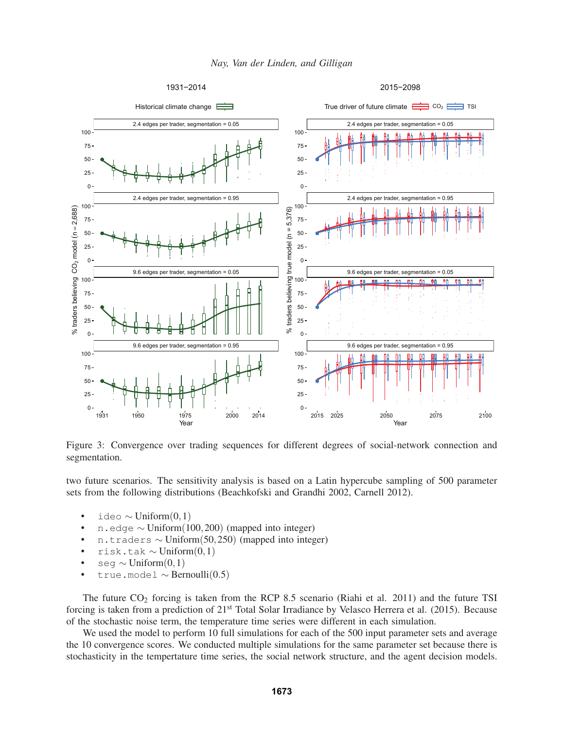Figure 3: Convergence over trading sequences for different degrees of social-network connection and segmentation.

two future scenarios. The sensitivity analysis is based on a Latin hypercube sampling of 500 parameter sets from the following distributions (Beachkofski and Grandhi 2002, Carnell 2012).

- `ideo` $\sim$ Uniform$(0,1)$
- `n.edge` $\sim$ Uniform$(100,200)$ (mapped into integer)
- `n.traders` $\sim$ Uniform$(50,250)$ (mapped into integer)
- `risk.tak` $\sim$ Uniform$(0,1)$
- `seg` $\sim$ Uniform$(0,1)$
- `true.model` $\sim$ Bernoulli$(0.5)$

The future $CO_2$ forcing is taken from the RCP 8.5 scenario (Riahi et al. 2011) and the future TSI forcing is taken from a prediction of 21[st] Total Solar Irradiance by Velasco Herrera et al. (2015). Because of the stochastic noise term, the temperature time series were different in each simulation.

We used the model to perform 10 full simulations for each of the 500 input parameter sets and average the 10 convergence scores. We conducted multiple simulations for the same parameter set because there is stochasticity in the tempertature time series, the social network structure, and the agent decision models.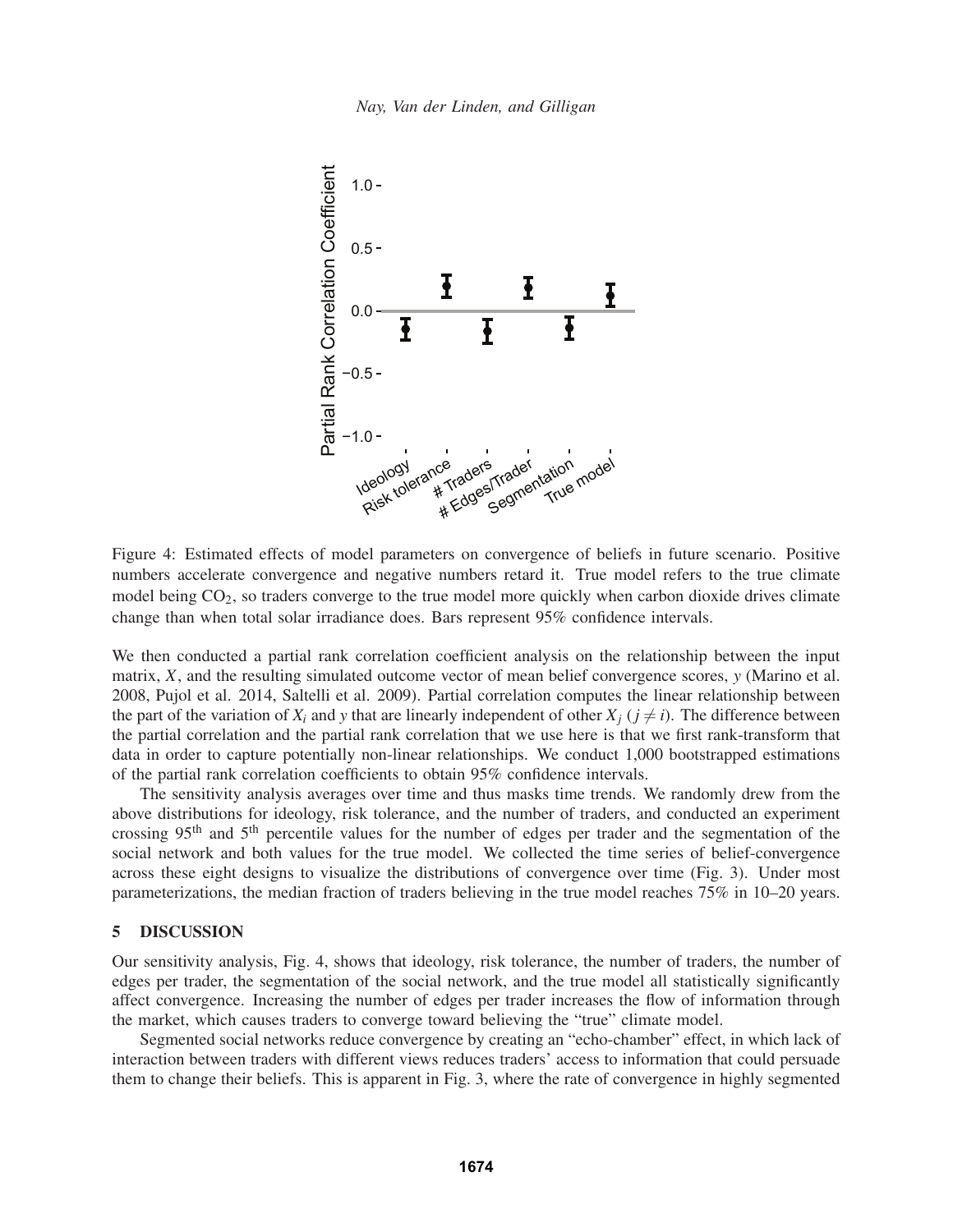Figure 4: Estimated effects of model parameters on convergence of beliefs in future scenario. Positive numbers accelerate convergence and negative numbers retard it. True model refers to the true climate model being $CO_2$, so traders converge to the true model more quickly when carbon dioxide drives climate change than when total solar irradiance does. Bars represent 95% confidence intervals.

We then conducted a partial rank correlation coefficient analysis on the relationship between the input matrix, $X$, and the resulting simulated outcome vector of mean belief convergence scores, $y$ (Marino et al. 2008, Pujol et al. 2014, Saltelli et al. 2009). Partial correlation computes the linear relationship between the part of the variation of $X_i$ and $y$ that are linearly independent of other $X_j$ ($j \neq i$). The difference between the partial correlation and the partial rank correlation that we use here is that we first rank-transform that data in order to capture potentially non-linear relationships. We conduct 1,000 bootstrapped estimations of the partial rank correlation coefficients to obtain 95% confidence intervals.

The sensitivity analysis averages over time and thus masks time trends. We randomly drew from the above distributions for ideology, risk tolerance, and the number of traders, and conducted an experiment crossing 95$^{\text{th}}$ and 5$^{\text{th}}$ percentile values for the number of edges per trader and the segmentation of the social network and both values for the true model. We collected the time series of belief-convergence across these eight designs to visualize the distributions of convergence over time (Fig. 3). Under most parameterizations, the median fraction of traders believing in the true model reaches 75% in 10–20 years.

## 5 DISCUSSION

Our sensitivity analysis, Fig. 4, shows that ideology, risk tolerance, the number of traders, the number of edges per trader, the segmentation of the social network, and the true model all statistically significantly affect convergence. Increasing the number of edges per trader increases the flow of information through the market, which causes traders to converge toward believing the "true" climate model.

Segmented social networks reduce convergence by creating an "echo-chamber" effect, in which lack of interaction between traders with different views reduces traders' access to information that could persuade them to change their beliefs. This is apparent in Fig. 3, where the rate of convergence in highly segmented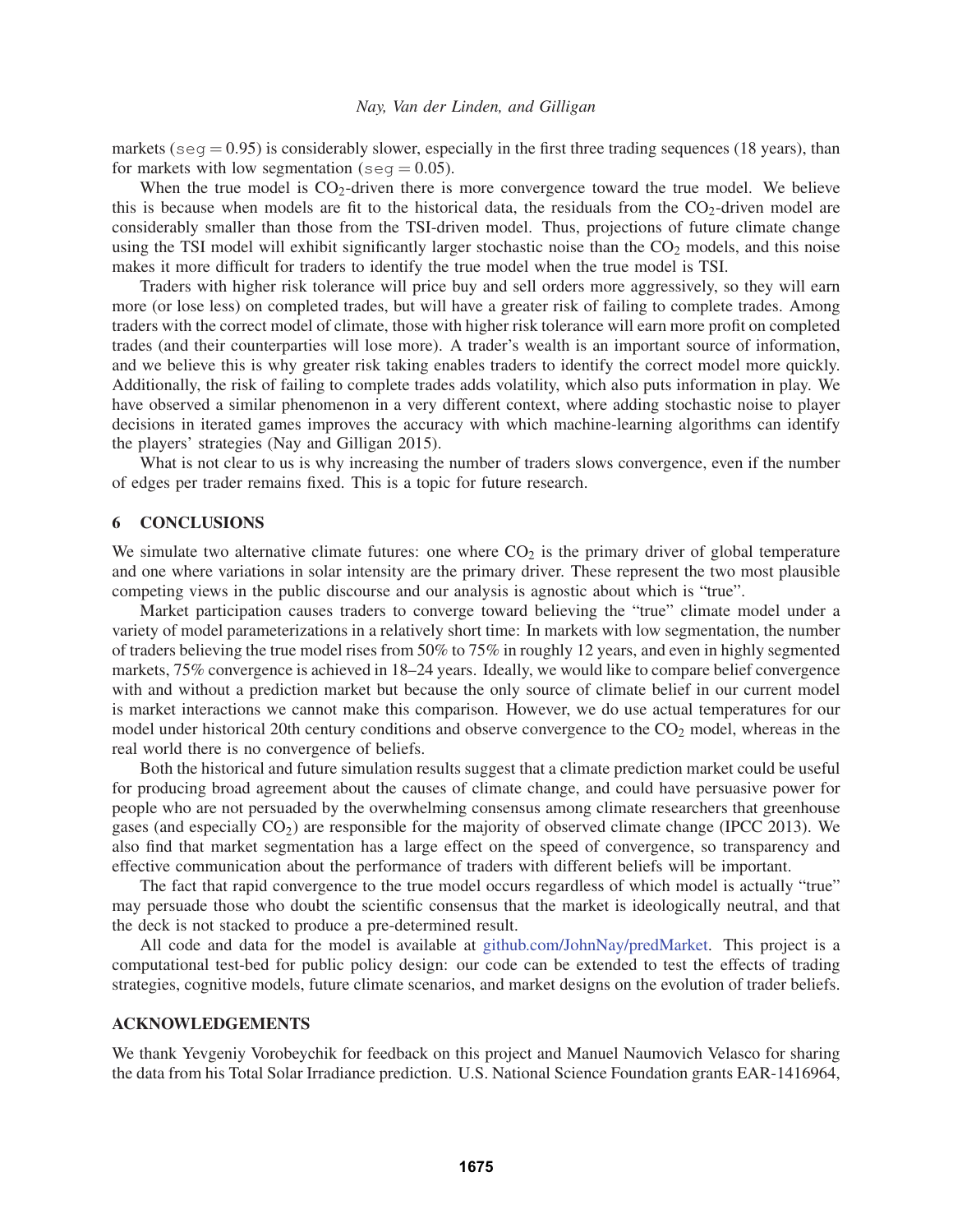markets (`seg` = 0.95) is considerably slower, especially in the first three trading sequences (18 years), than for markets with low segmentation (`seg` = 0.05).

When the true model is $CO_2$-driven there is more convergence toward the true model. We believe this is because when models are fit to the historical data, the residuals from the $CO_2$-driven model are considerably smaller than those from the TSI-driven model. Thus, projections of future climate change using the TSI model will exhibit significantly larger stochastic noise than the $CO_2$ models, and this noise makes it more difficult for traders to identify the true model when the true model is TSI.

Traders with higher risk tolerance will price buy and sell orders more aggressively, so they will earn more (or lose less) on completed trades, but will have a greater risk of failing to complete trades. Among traders with the correct model of climate, those with higher risk tolerance will earn more profit on completed trades (and their counterparties will lose more). A trader's wealth is an important source of information, and we believe this is why greater risk taking enables traders to identify the correct model more quickly. Additionally, the risk of failing to complete trades adds volatility, which also puts information in play. We have observed a similar phenomenon in a very different context, where adding stochastic noise to player decisions in iterated games improves the accuracy with which machine-learning algorithms can identify the players' strategies (Nay and Gilligan 2015).

What is not clear to us is why increasing the number of traders slows convergence, even if the number of edges per trader remains fixed. This is a topic for future research.

## 6 CONCLUSIONS

We simulate two alternative climate futures: one where $CO_2$ is the primary driver of global temperature and one where variations in solar intensity are the primary driver. These represent the two most plausible competing views in the public discourse and our analysis is agnostic about which is "true".

Market participation causes traders to converge toward believing the "true" climate model under a variety of model parameterizations in a relatively short time: In markets with low segmentation, the number of traders believing the true model rises from 50% to 75% in roughly 12 years, and even in highly segmented markets, 75% convergence is achieved in 18–24 years. Ideally, we would like to compare belief convergence with and without a prediction market but because the only source of climate belief in our current model is market interactions we cannot make this comparison. However, we do use actual temperatures for our model under historical 20th century conditions and observe convergence to the $CO_2$ model, whereas in the real world there is no convergence of beliefs.

Both the historical and future simulation results suggest that a climate prediction market could be useful for producing broad agreement about the causes of climate change, and could have persuasive power for people who are not persuaded by the overwhelming consensus among climate researchers that greenhouse gases (and especially $CO_2$) are responsible for the majority of observed climate change (IPCC 2013). We also find that market segmentation has a large effect on the speed of convergence, so transparency and effective communication about the performance of traders with different beliefs will be important.

The fact that rapid convergence to the true model occurs regardless of which model is actually "true" may persuade those who doubt the scientific consensus that the market is ideologically neutral, and that the deck is not stacked to produce a pre-determined result.

All code and data for the model is available at github.com/JohnNay/predMarket. This project is a computational test-bed for public policy design: our code can be extended to test the effects of trading strategies, cognitive models, future climate scenarios, and market designs on the evolution of trader beliefs.

## ACKNOWLEDGEMENTS

We thank Yevgeniy Vorobeychik for feedback on this project and Manuel Naumovich Velasco for sharing the data from his Total Solar Irradiance prediction. U.S. National Science Foundation grants EAR-1416964,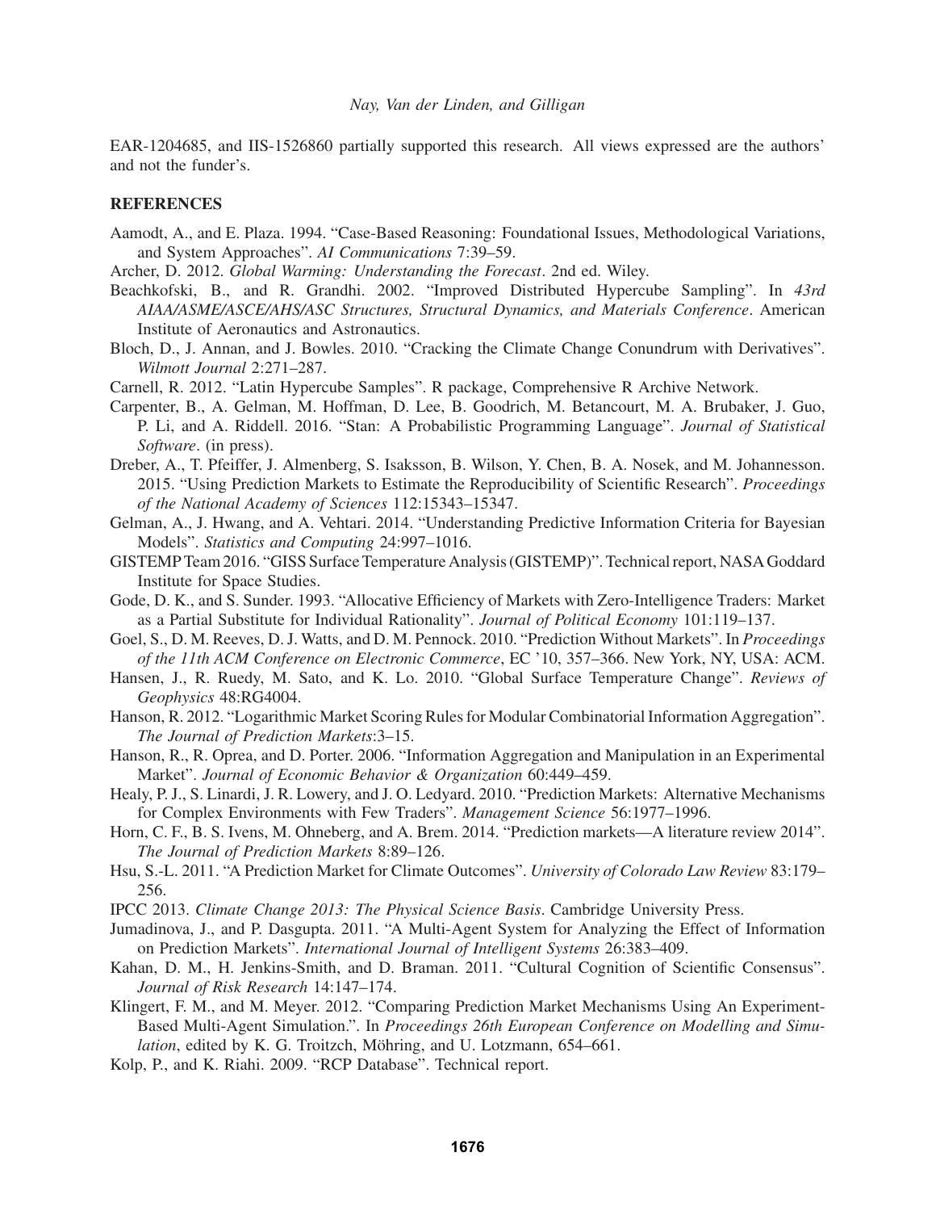EAR-1204685, and IIS-1526860 partially supported this research. All views expressed are the authors' and not the funder's.

## REFERENCES

Aamodt, A., and E. Plaza. 1994. "Case-Based Reasoning: Foundational Issues, Methodological Variations, and System Approaches". *AI Communications* 7:39–59.

Archer, D. 2012. *Global Warming: Understanding the Forecast*. 2nd ed. Wiley.

Beachkofski, B., and R. Grandhi. 2002. "Improved Distributed Hypercube Sampling". In *43rd AIAA/ASME/ASCE/AHS/ASC Structures, Structural Dynamics, and Materials Conference*. American Institute of Aeronautics and Astronautics.

Bloch, D., J. Annan, and J. Bowles. 2010. "Cracking the Climate Change Conundrum with Derivatives". *Wilmott Journal* 2:271–287.

Carnell, R. 2012. "Latin Hypercube Samples". R package, Comprehensive R Archive Network.

Carpenter, B., A. Gelman, M. Hoffman, D. Lee, B. Goodrich, M. Betancourt, M. A. Brubaker, J. Guo, P. Li, and A. Riddell. 2016. "Stan: A Probabilistic Programming Language". *Journal of Statistical Software*. (in press).

Dreber, A., T. Pfeiffer, J. Almenberg, S. Isaksson, B. Wilson, Y. Chen, B. A. Nosek, and M. Johannesson. 2015. "Using Prediction Markets to Estimate the Reproducibility of Scientific Research". *Proceedings of the National Academy of Sciences* 112:15343–15347.

Gelman, A., J. Hwang, and A. Vehtari. 2014. "Understanding Predictive Information Criteria for Bayesian Models". *Statistics and Computing* 24:997–1016.

GISTEMP Team 2016. "GISS Surface Temperature Analysis (GISTEMP)". Technical report, NASA Goddard Institute for Space Studies.

Gode, D. K., and S. Sunder. 1993. "Allocative Efficiency of Markets with Zero-Intelligence Traders: Market as a Partial Substitute for Individual Rationality". *Journal of Political Economy* 101:119–137.

Goel, S., D. M. Reeves, D. J. Watts, and D. M. Pennock. 2010. "Prediction Without Markets". In *Proceedings of the 11th ACM Conference on Electronic Commerce*, EC '10, 357–366. New York, NY, USA: ACM.

Hansen, J., R. Ruedy, M. Sato, and K. Lo. 2010. "Global Surface Temperature Change". *Reviews of Geophysics* 48:RG4004.

Hanson, R. 2012. "Logarithmic Market Scoring Rules for Modular Combinatorial Information Aggregation". *The Journal of Prediction Markets*:3–15.

Hanson, R., R. Oprea, and D. Porter. 2006. "Information Aggregation and Manipulation in an Experimental Market". *Journal of Economic Behavior & Organization* 60:449–459.

Healy, P. J., S. Linardi, J. R. Lowery, and J. O. Ledyard. 2010. "Prediction Markets: Alternative Mechanisms for Complex Environments with Few Traders". *Management Science* 56:1977–1996.

Horn, C. F., B. S. Ivens, M. Ohneberg, and A. Brem. 2014. "Prediction markets—A literature review 2014". *The Journal of Prediction Markets* 8:89–126.

Hsu, S.-L. 2011. "A Prediction Market for Climate Outcomes". *University of Colorado Law Review* 83:179–256.

IPCC 2013. *Climate Change 2013: The Physical Science Basis*. Cambridge University Press.

Jumadinova, J., and P. Dasgupta. 2011. "A Multi-Agent System for Analyzing the Effect of Information on Prediction Markets". *International Journal of Intelligent Systems* 26:383–409.

Kahan, D. M., H. Jenkins-Smith, and D. Braman. 2011. "Cultural Cognition of Scientific Consensus". *Journal of Risk Research* 14:147–174.

Klingert, F. M., and M. Meyer. 2012. "Comparing Prediction Market Mechanisms Using An Experiment-Based Multi-Agent Simulation.". In *Proceedings 26th European Conference on Modelling and Simulation*, edited by K. G. Troitzch, Möhring, and U. Lotzmann, 654–661.

Kolp, P., and K. Riahi. 2009. "RCP Database". Technical report.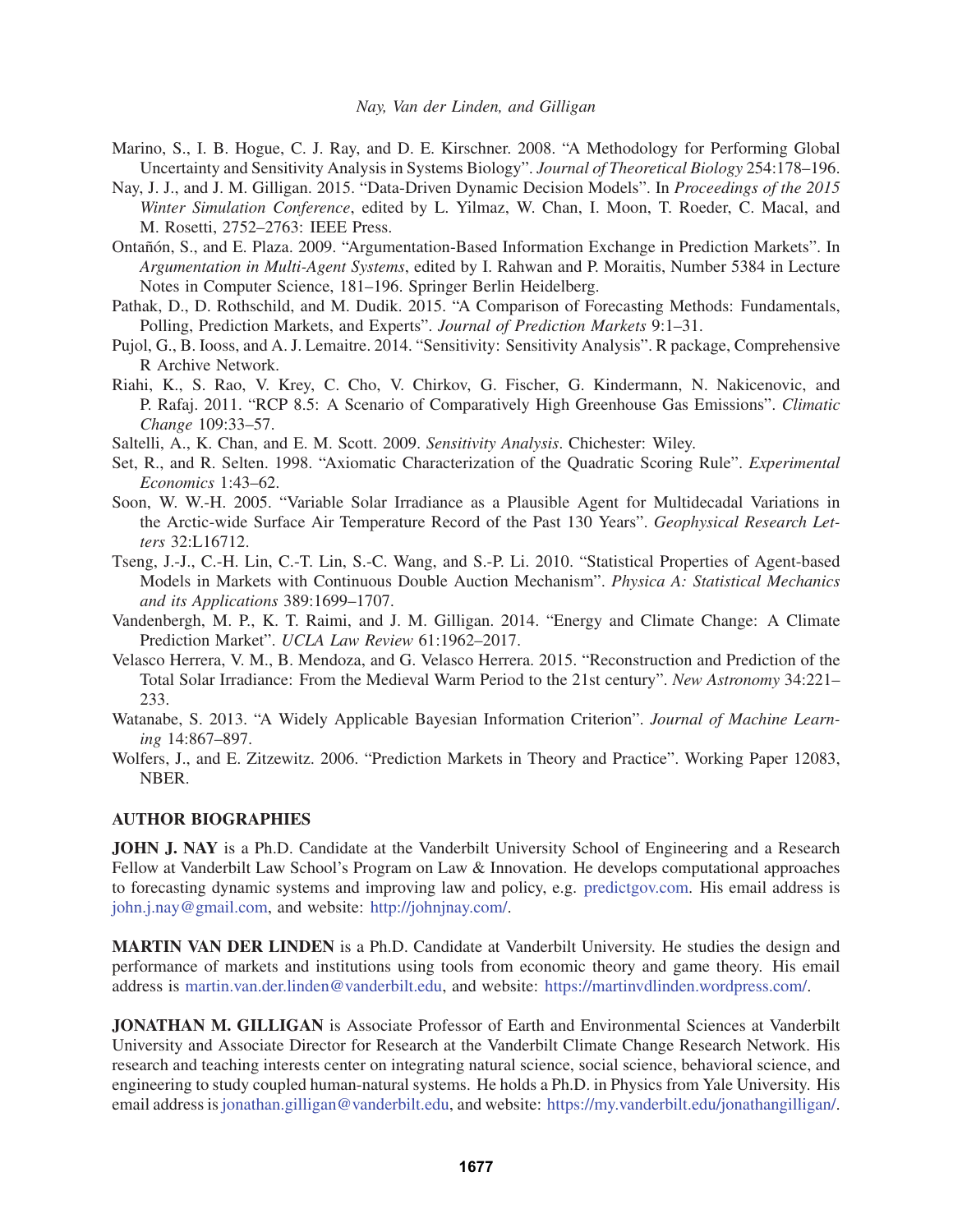Marino, S., I. B. Hogue, C. J. Ray, and D. E. Kirschner. 2008. "A Methodology for Performing Global Uncertainty and Sensitivity Analysis in Systems Biology". *Journal of Theoretical Biology* 254:178–196.

Nay, J. J., and J. M. Gilligan. 2015. "Data-Driven Dynamic Decision Models". In *Proceedings of the 2015 Winter Simulation Conference*, edited by L. Yilmaz, W. Chan, I. Moon, T. Roeder, C. Macal, and M. Rosetti, 2752–2763: IEEE Press.

Ontañón, S., and E. Plaza. 2009. "Argumentation-Based Information Exchange in Prediction Markets". In *Argumentation in Multi-Agent Systems*, edited by I. Rahwan and P. Moraitis, Number 5384 in Lecture Notes in Computer Science, 181–196. Springer Berlin Heidelberg.

Pathak, D., D. Rothschild, and M. Dudik. 2015. "A Comparison of Forecasting Methods: Fundamentals, Polling, Prediction Markets, and Experts". *Journal of Prediction Markets* 9:1–31.

Pujol, G., B. Iooss, and A. J. Lemaitre. 2014. "Sensitivity: Sensitivity Analysis". R package, Comprehensive R Archive Network.

Riahi, K., S. Rao, V. Krey, C. Cho, V. Chirkov, G. Fischer, G. Kindermann, N. Nakicenovic, and P. Rafaj. 2011. "RCP 8.5: A Scenario of Comparatively High Greenhouse Gas Emissions". *Climatic Change* 109:33–57.

Saltelli, A., K. Chan, and E. M. Scott. 2009. *Sensitivity Analysis*. Chichester: Wiley.

Set, R., and R. Selten. 1998. "Axiomatic Characterization of the Quadratic Scoring Rule". *Experimental Economics* 1:43–62.

Soon, W. W.-H. 2005. "Variable Solar Irradiance as a Plausible Agent for Multidecadal Variations in the Arctic-wide Surface Air Temperature Record of the Past 130 Years". *Geophysical Research Letters* 32:L16712.

Tseng, J.-J., C.-H. Lin, C.-T. Lin, S.-C. Wang, and S.-P. Li. 2010. "Statistical Properties of Agent-based Models in Markets with Continuous Double Auction Mechanism". *Physica A: Statistical Mechanics and its Applications* 389:1699–1707.

Vandenbergh, M. P., K. T. Raimi, and J. M. Gilligan. 2014. "Energy and Climate Change: A Climate Prediction Market". *UCLA Law Review* 61:1962–2017.

Velasco Herrera, V. M., B. Mendoza, and G. Velasco Herrera. 2015. "Reconstruction and Prediction of the Total Solar Irradiance: From the Medieval Warm Period to the 21st century". *New Astronomy* 34:221–233.

Watanabe, S. 2013. "A Widely Applicable Bayesian Information Criterion". *Journal of Machine Learning* 14:867–897.

Wolfers, J., and E. Zitzewitz. 2006. "Prediction Markets in Theory and Practice". Working Paper 12083, NBER.

## AUTHOR BIOGRAPHIES

**JOHN J. NAY** is a Ph.D. Candidate at the Vanderbilt University School of Engineering and a Research Fellow at Vanderbilt Law School's Program on Law & Innovation. He develops computational approaches to forecasting dynamic systems and improving law and policy, e.g. predictgov.com. His email address is john.j.nay@gmail.com, and website: http://johnjnay.com/.

**MARTIN VAN DER LINDEN** is a Ph.D. Candidate at Vanderbilt University. He studies the design and performance of markets and institutions using tools from economic theory and game theory. His email address is martin.van.der.linden@vanderbilt.edu, and website: https://martinvdlinden.wordpress.com/.

**JONATHAN M. GILLIGAN** is Associate Professor of Earth and Environmental Sciences at Vanderbilt University and Associate Director for Research at the Vanderbilt Climate Change Research Network. His research and teaching interests center on integrating natural science, social science, behavioral science, and engineering to study coupled human-natural systems. He holds a Ph.D. in Physics from Yale University. His email address is jonathan.gilligan@vanderbilt.edu, and website: https://my.vanderbilt.edu/jonathangilligan/.